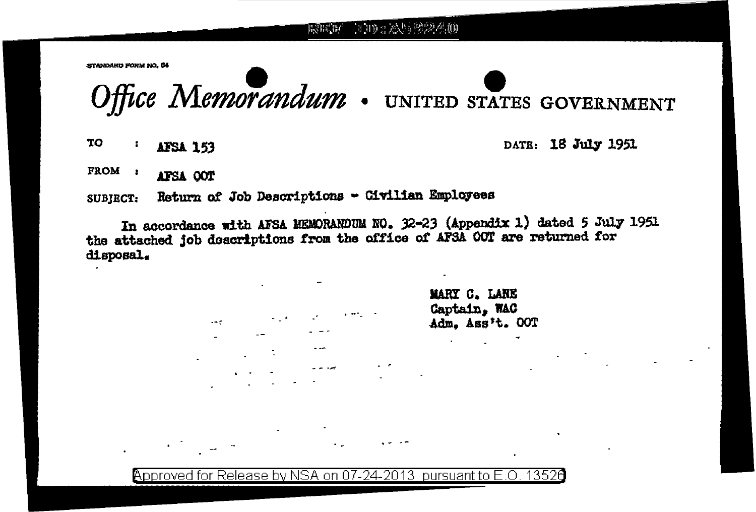STANDARD FORM NO. 64

# *Office Memorandum* • UNITED STATES GOVERNMENT

TO : AFSA 153 DATE: 18 July 1951

FROM : AFSA OOT

SUBJECT: Return of Job Descriptions - Civilian Employees

In accordance with AFSA MEMORANDUM NO. 32-23 (Appendix 1) dated 5 July 1951 the attached job descriptions from the office of AFSA OOT are returned for disposal.

MARY C. LANE
Captain, WAC
Adm. Ass't. OOT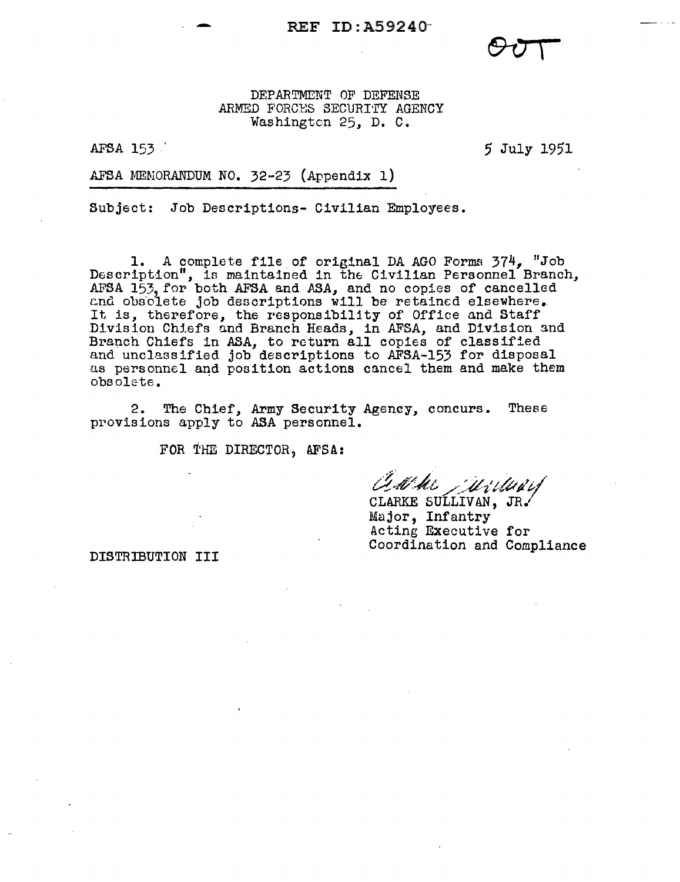REF ID:A59240

OUT

DEPARTMENT OF DEFENSE
ARMED FORCES SECURITY AGENCY
Washington 25, D. C.

AFSA 153

5 July 1951

AFSA MEMORANDUM NO. 32-23 (Appendix 1)

Subject: Job Descriptions- Civilian Employees.

1. A complete file of original DA AGO Forms 374, "Job Description", is maintained in the Civilian Personnel Branch, AFSA 153, for both AFSA and ASA, and no copies of cancelled and obsolete job descriptions will be retained elsewhere. It is, therefore, the responsibility of Office and Staff Division Chiefs and Branch Heads, in AFSA, and Division and Branch Chiefs in ASA, to return all copies of classified and unclassified job descriptions to AFSA-153 for disposal as personnel and position actions cancel them and make them obsolete.

2. The Chief, Army Security Agency, concurs. These provisions apply to ASA personnel.

FOR THE DIRECTOR, AFSA:

CLARKE SULLIVAN, JR.
Major, Infantry
Acting Executive for
Coordination and Compliance

DISTRIBUTION III